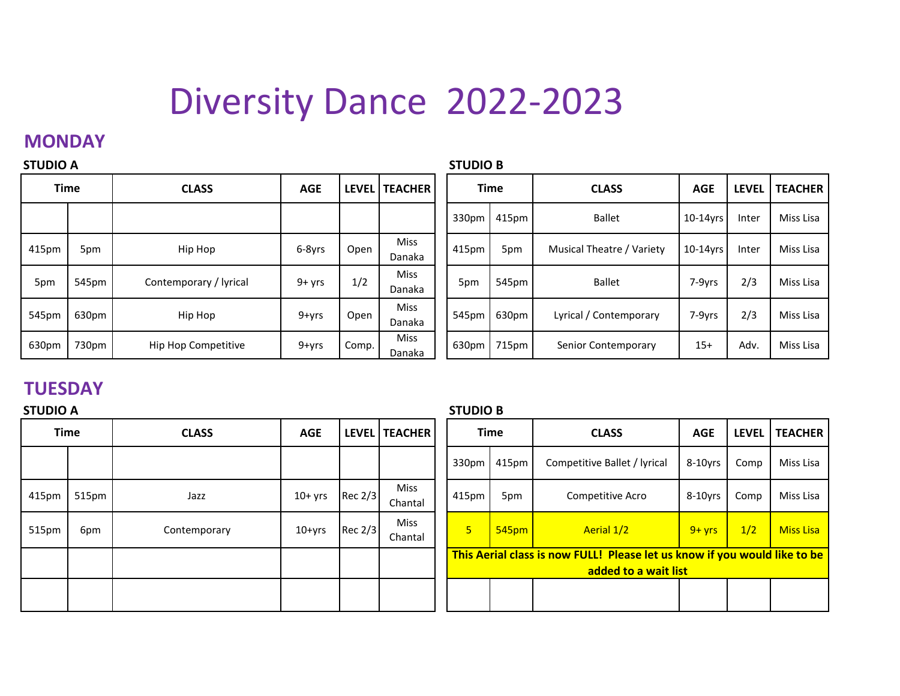# Diversity Dance 2022-2023

## MONDAY

### STUDIO A

| Time | | CLASS | AGE | LEVEL | TEACHER |
|---|---|---|---|---|---|
| | | | | | |
| 415pm | 5pm | Hip Hop | 6-8yrs | Open | Miss Danaka |
| 5pm | 545pm | Contemporary / lyrical | 9+ yrs | 1/2 | Miss Danaka |
| 545pm | 630pm | Hip Hop | 9+yrs | Open | Miss Danaka |
| 630pm | 730pm | Hip Hop Competitive | 9+yrs | Comp. | Miss Danaka |

### STUDIO B

| Time | | CLASS | AGE | LEVEL | TEACHER |
|---|---|---|---|---|---|
| 330pm | 415pm | Ballet | 10-14yrs | Inter | Miss Lisa |
| 415pm | 5pm | Musical Theatre / Variety | 10-14yrs | Inter | Miss Lisa |
| 5pm | 545pm | Ballet | 7-9yrs | 2/3 | Miss Lisa |
| 545pm | 630pm | Lyrical / Contemporary | 7-9yrs | 2/3 | Miss Lisa |
| 630pm | 715pm | Senior Contemporary | 15+ | Adv. | Miss Lisa |

## TUESDAY

### STUDIO A

| Time | | CLASS | AGE | LEVEL | TEACHER |
|---|---|---|---|---|---|
| | | | | | |
| 415pm | 515pm | Jazz | 10+ yrs | Rec 2/3 | Miss Chantal |
| 515pm | 6pm | Contemporary | 10+yrs | Rec 2/3 | Miss Chantal |
| | | | | | |
| | | | | | |

### STUDIO B

| Time | | CLASS | AGE | LEVEL | TEACHER |
|---|---|---|---|---|---|
| 330pm | 415pm | Competitive Ballet / lyrical | 8-10yrs | Comp | Miss Lisa |
| 415pm | 5pm | Competitive Acro | 8-10yrs | Comp | Miss Lisa |
| 5 | 545pm | Aerial 1/2 | 9+ yrs | 1/2 | Miss Lisa |
| **This Aerial class is now FULL! Please let us know if you would like to be added to a wait list** | | | | | |
| | | | | | |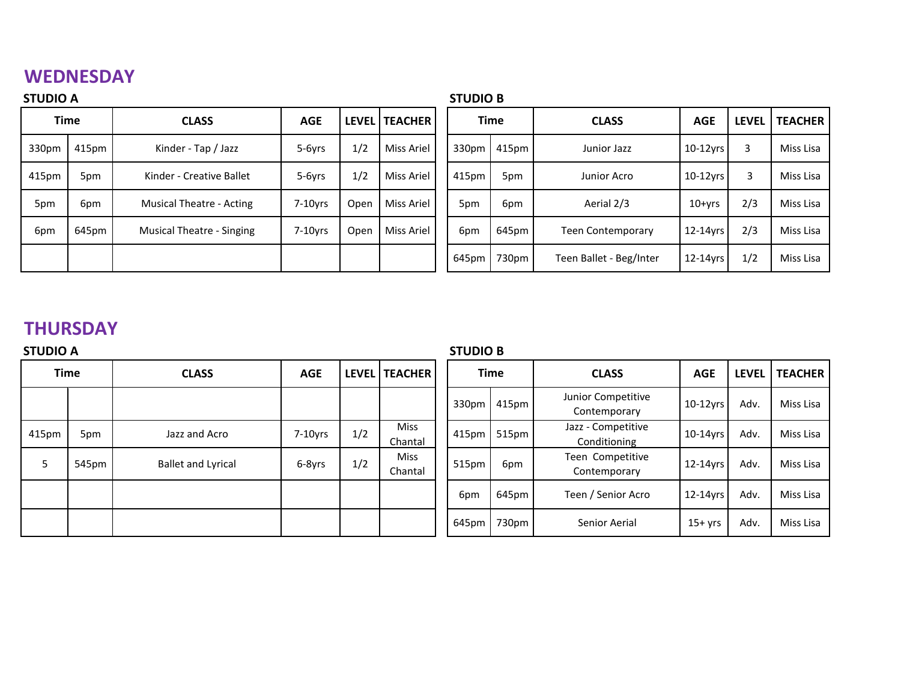# WEDNESDAY

### STUDIO A

| Time | | CLASS | AGE | LEVEL | TEACHER |
|---|---|---|---|---|---|
| 330pm | 415pm | Kinder - Tap / Jazz | 5-6yrs | 1/2 | Miss Ariel |
| 415pm | 5pm | Kinder - Creative Ballet | 5-6yrs | 1/2 | Miss Ariel |
| 5pm | 6pm | Musical Theatre - Acting | 7-10yrs | Open | Miss Ariel |
| 6pm | 645pm | Musical Theatre - Singing | 7-10yrs | Open | Miss Ariel |
| | | | | | |

### STUDIO B

| Time | | CLASS | AGE | LEVEL | TEACHER |
|---|---|---|---|---|---|
| 330pm | 415pm | Junior Jazz | 10-12yrs | 3 | Miss Lisa |
| 415pm | 5pm | Junior Acro | 10-12yrs | 3 | Miss Lisa |
| 5pm | 6pm | Aerial 2/3 | 10+yrs | 2/3 | Miss Lisa |
| 6pm | 645pm | Teen Contemporary | 12-14yrs | 2/3 | Miss Lisa |
| 645pm | 730pm | Teen Ballet - Beg/Inter | 12-14yrs | 1/2 | Miss Lisa |

# THURSDAY

### STUDIO A

| Time | | CLASS | AGE | LEVEL | TEACHER |
|---|---|---|---|---|---|
| | | | | | |
| 415pm | 5pm | Jazz and Acro | 7-10yrs | 1/2 | Miss Chantal |
| 5 | 545pm | Ballet and Lyrical | 6-8yrs | 1/2 | Miss Chantal |
| | | | | | |
| | | | | | |

### STUDIO B

| Time | | CLASS | AGE | LEVEL | TEACHER |
|---|---|---|---|---|---|
| 330pm | 415pm | Junior Competitive Contemporary | 10-12yrs | Adv. | Miss Lisa |
| 415pm | 515pm | Jazz - Competitive Conditioning | 10-14yrs | Adv. | Miss Lisa |
| 515pm | 6pm | Teen Competitive Contemporary | 12-14yrs | Adv. | Miss Lisa |
| 6pm | 645pm | Teen / Senior Acro | 12-14yrs | Adv. | Miss Lisa |
| 645pm | 730pm | Senior Aerial | 15+ yrs | Adv. | Miss Lisa |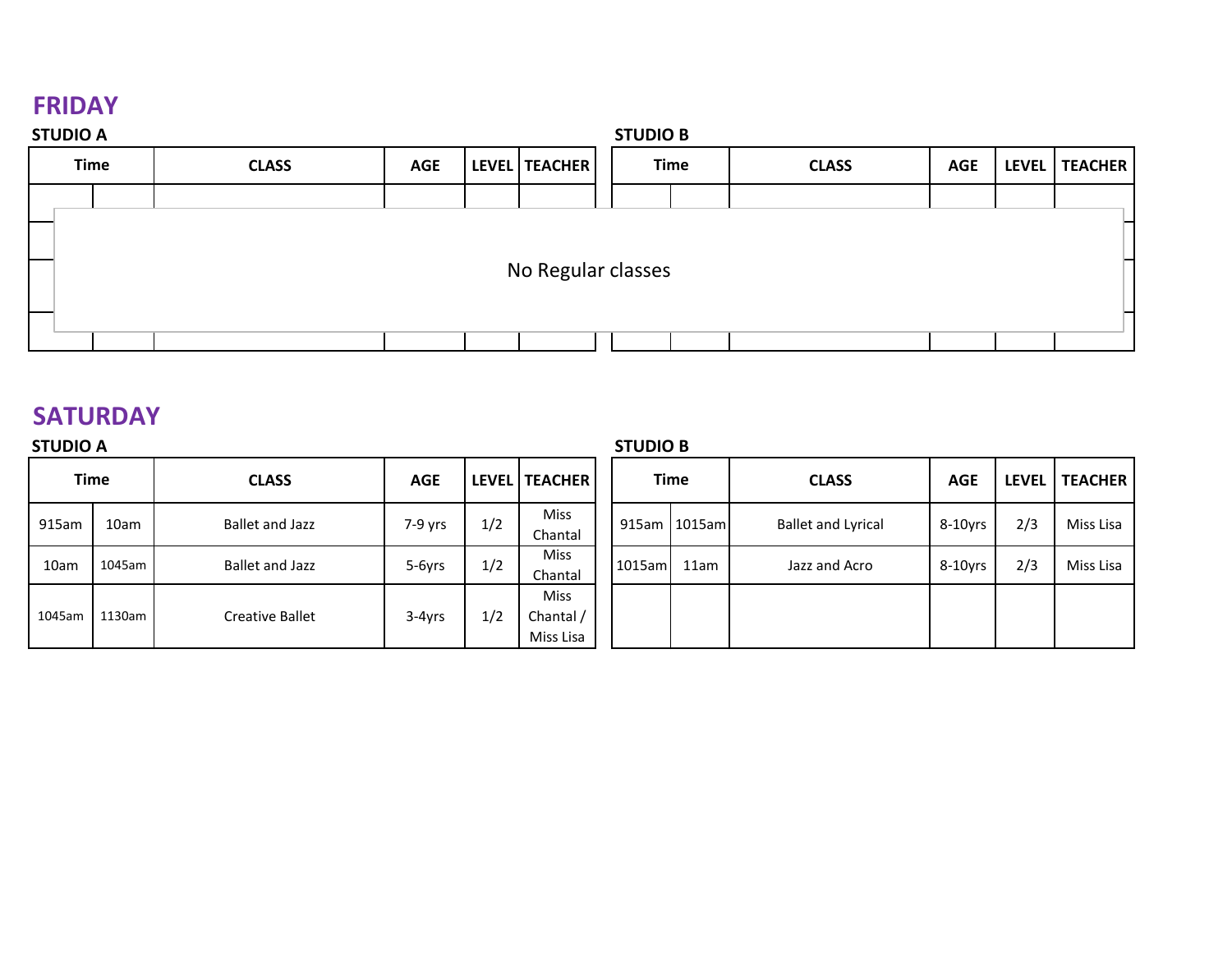# FRIDAY

**STUDIO A**

| Time | | CLASS | AGE | LEVEL | TEACHER |
|---|---|---|---|---|---|

**STUDIO B**

| Time | | CLASS | AGE | LEVEL | TEACHER |
|---|---|---|---|---|---|

No Regular classes

# SATURDAY

**STUDIO A**

| Time | | CLASS | AGE | LEVEL | TEACHER |
|---|---|---|---|---|---|
| 915am | 10am | Ballet and Jazz | 7-9 yrs | 1/2 | Miss Chantal |
| 10am | 1045am | Ballet and Jazz | 5-6yrs | 1/2 | Miss Chantal |
| 1045am | 1130am | Creative Ballet | 3-4yrs | 1/2 | Miss Chantal / Miss Lisa |

**STUDIO B**

| Time | | CLASS | AGE | LEVEL | TEACHER |
|---|---|---|---|---|---|
| 915am | 1015am | Ballet and Lyrical | 8-10yrs | 2/3 | Miss Lisa |
| 1015am | 11am | Jazz and Acro | 8-10yrs | 2/3 | Miss Lisa |
| | | | | | |